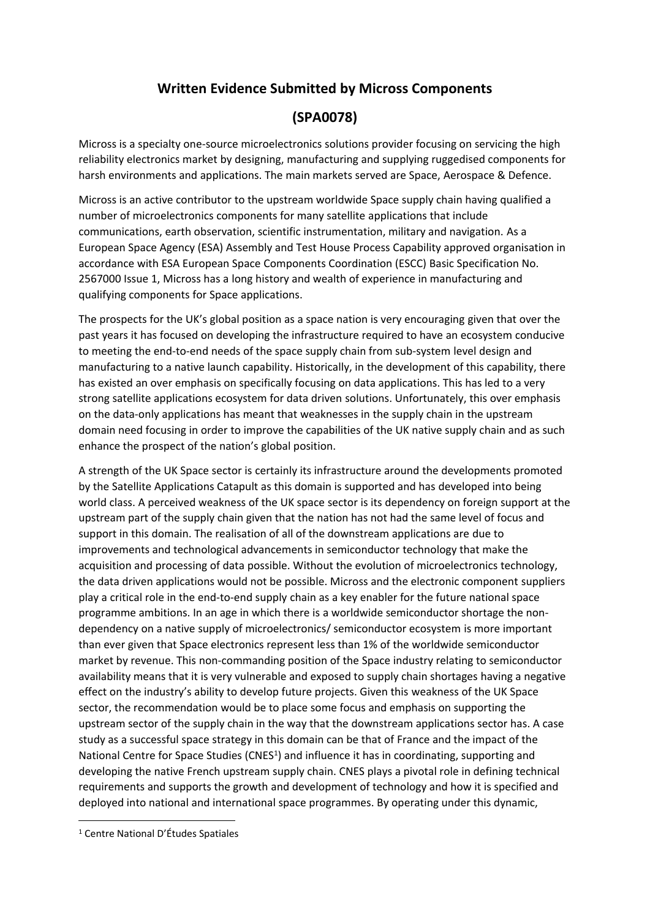# Written Evidence Submitted by Micross Components

# (SPA0078)

Micross is a specialty one-source microelectronics solutions provider focusing on servicing the high reliability electronics market by designing, manufacturing and supplying ruggedised components for harsh environments and applications. The main markets served are Space, Aerospace & Defence.

Micross is an active contributor to the upstream worldwide Space supply chain having qualified a number of microelectronics components for many satellite applications that include communications, earth observation, scientific instrumentation, military and navigation. As a European Space Agency (ESA) Assembly and Test House Process Capability approved organisation in accordance with ESA European Space Components Coordination (ESCC) Basic Specification No. 2567000 Issue 1, Micross has a long history and wealth of experience in manufacturing and qualifying components for Space applications.

The prospects for the UK's global position as a space nation is very encouraging given that over the past years it has focused on developing the infrastructure required to have an ecosystem conducive to meeting the end-to-end needs of the space supply chain from sub-system level design and manufacturing to a native launch capability. Historically, in the development of this capability, there has existed an over emphasis on specifically focusing on data applications. This has led to a very strong satellite applications ecosystem for data driven solutions. Unfortunately, this over emphasis on the data-only applications has meant that weaknesses in the supply chain in the upstream domain need focusing in order to improve the capabilities of the UK native supply chain and as such enhance the prospect of the nation's global position.

A strength of the UK Space sector is certainly its infrastructure around the developments promoted by the Satellite Applications Catapult as this domain is supported and has developed into being world class. A perceived weakness of the UK space sector is its dependency on foreign support at the upstream part of the supply chain given that the nation has not had the same level of focus and support in this domain. The realisation of all of the downstream applications are due to improvements and technological advancements in semiconductor technology that make the acquisition and processing of data possible. Without the evolution of microelectronics technology, the data driven applications would not be possible. Micross and the electronic component suppliers play a critical role in the end-to-end supply chain as a key enabler for the future national space programme ambitions. In an age in which there is a worldwide semiconductor shortage the non-dependency on a native supply of microelectronics/ semiconductor ecosystem is more important than ever given that Space electronics represent less than 1% of the worldwide semiconductor market by revenue. This non-commanding position of the Space industry relating to semiconductor availability means that it is very vulnerable and exposed to supply chain shortages having a negative effect on the industry's ability to develop future projects. Given this weakness of the UK Space sector, the recommendation would be to place some focus and emphasis on supporting the upstream sector of the supply chain in the way that the downstream applications sector has. A case study as a successful space strategy in this domain can be that of France and the impact of the National Centre for Space Studies (CNES[1]) and influence it has in coordinating, supporting and developing the native French upstream supply chain. CNES plays a pivotal role in defining technical requirements and supports the growth and development of technology and how it is specified and deployed into national and international space programmes. By operating under this dynamic,

[1] Centre National D'Études Spatiales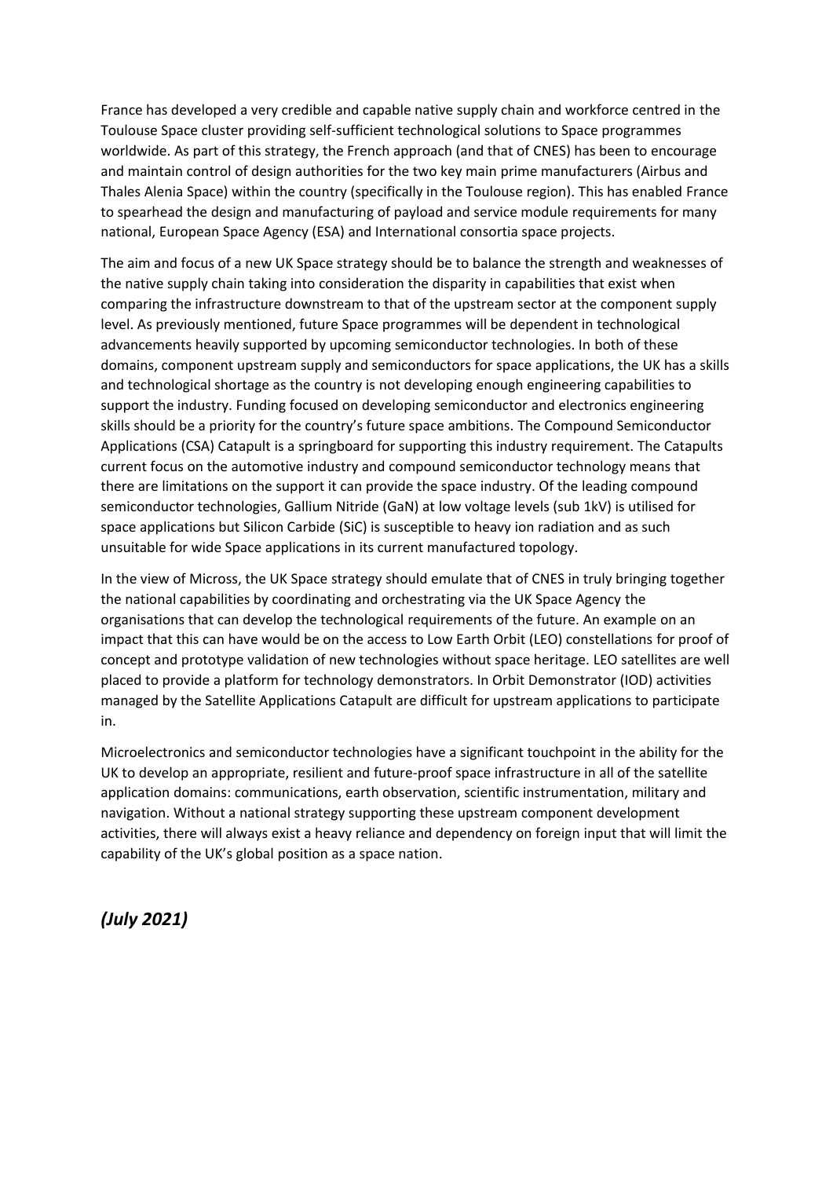France has developed a very credible and capable native supply chain and workforce centred in the Toulouse Space cluster providing self-sufficient technological solutions to Space programmes worldwide. As part of this strategy, the French approach (and that of CNES) has been to encourage and maintain control of design authorities for the two key main prime manufacturers (Airbus and Thales Alenia Space) within the country (specifically in the Toulouse region). This has enabled France to spearhead the design and manufacturing of payload and service module requirements for many national, European Space Agency (ESA) and International consortia space projects.

The aim and focus of a new UK Space strategy should be to balance the strength and weaknesses of the native supply chain taking into consideration the disparity in capabilities that exist when comparing the infrastructure downstream to that of the upstream sector at the component supply level. As previously mentioned, future Space programmes will be dependent in technological advancements heavily supported by upcoming semiconductor technologies. In both of these domains, component upstream supply and semiconductors for space applications, the UK has a skills and technological shortage as the country is not developing enough engineering capabilities to support the industry. Funding focused on developing semiconductor and electronics engineering skills should be a priority for the country's future space ambitions. The Compound Semiconductor Applications (CSA) Catapult is a springboard for supporting this industry requirement. The Catapults current focus on the automotive industry and compound semiconductor technology means that there are limitations on the support it can provide the space industry. Of the leading compound semiconductor technologies, Gallium Nitride (GaN) at low voltage levels (sub 1kV) is utilised for space applications but Silicon Carbide (SiC) is susceptible to heavy ion radiation and as such unsuitable for wide Space applications in its current manufactured topology.

In the view of Micross, the UK Space strategy should emulate that of CNES in truly bringing together the national capabilities by coordinating and orchestrating via the UK Space Agency the organisations that can develop the technological requirements of the future. An example on an impact that this can have would be on the access to Low Earth Orbit (LEO) constellations for proof of concept and prototype validation of new technologies without space heritage. LEO satellites are well placed to provide a platform for technology demonstrators. In Orbit Demonstrator (IOD) activities managed by the Satellite Applications Catapult are difficult for upstream applications to participate in.

Microelectronics and semiconductor technologies have a significant touchpoint in the ability for the UK to develop an appropriate, resilient and future-proof space infrastructure in all of the satellite application domains: communications, earth observation, scientific instrumentation, military and navigation. Without a national strategy supporting these upstream component development activities, there will always exist a heavy reliance and dependency on foreign input that will limit the capability of the UK's global position as a space nation.

***(July 2021)***